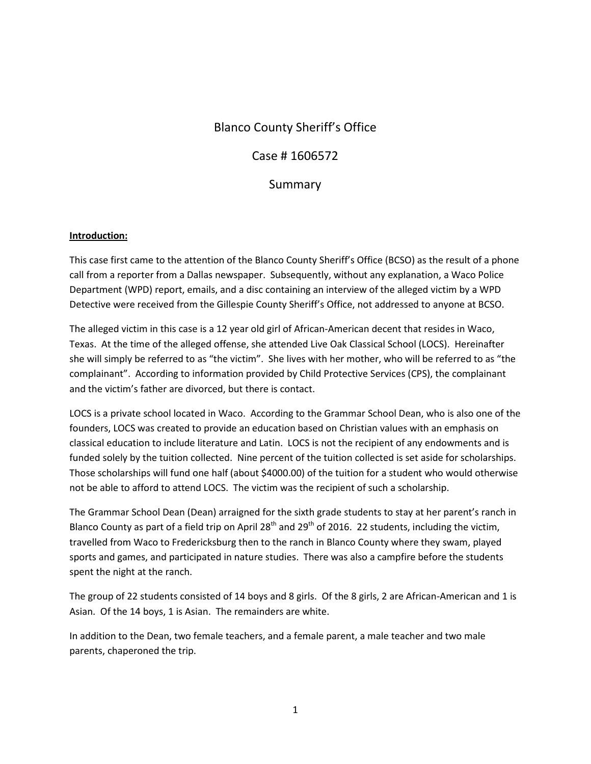# Blanco County Sheriff's Office

## Case # 1606572

## Summary

**Introduction:**

This case first came to the attention of the Blanco County Sheriff's Office (BCSO) as the result of a phone call from a reporter from a Dallas newspaper. Subsequently, without any explanation, a Waco Police Department (WPD) report, emails, and a disc containing an interview of the alleged victim by a WPD Detective were received from the Gillespie County Sheriff's Office, not addressed to anyone at BCSO.

The alleged victim in this case is a 12 year old girl of African-American decent that resides in Waco, Texas. At the time of the alleged offense, she attended Live Oak Classical School (LOCS). Hereinafter she will simply be referred to as "the victim". She lives with her mother, who will be referred to as "the complainant". According to information provided by Child Protective Services (CPS), the complainant and the victim's father are divorced, but there is contact.

LOCS is a private school located in Waco. According to the Grammar School Dean, who is also one of the founders, LOCS was created to provide an education based on Christian values with an emphasis on classical education to include literature and Latin. LOCS is not the recipient of any endowments and is funded solely by the tuition collected. Nine percent of the tuition collected is set aside for scholarships. Those scholarships will fund one half (about $4000.00) of the tuition for a student who would otherwise not be able to afford to attend LOCS. The victim was the recipient of such a scholarship.

The Grammar School Dean (Dean) arraigned for the sixth grade students to stay at her parent's ranch in Blanco County as part of a field trip on April 28th and 29th of 2016. 22 students, including the victim, travelled from Waco to Fredericksburg then to the ranch in Blanco County where they swam, played sports and games, and participated in nature studies. There was also a campfire before the students spent the night at the ranch.

The group of 22 students consisted of 14 boys and 8 girls. Of the 8 girls, 2 are African-American and 1 is Asian. Of the 14 boys, 1 is Asian. The remainders are white.

In addition to the Dean, two female teachers, and a female parent, a male teacher and two male parents, chaperoned the trip.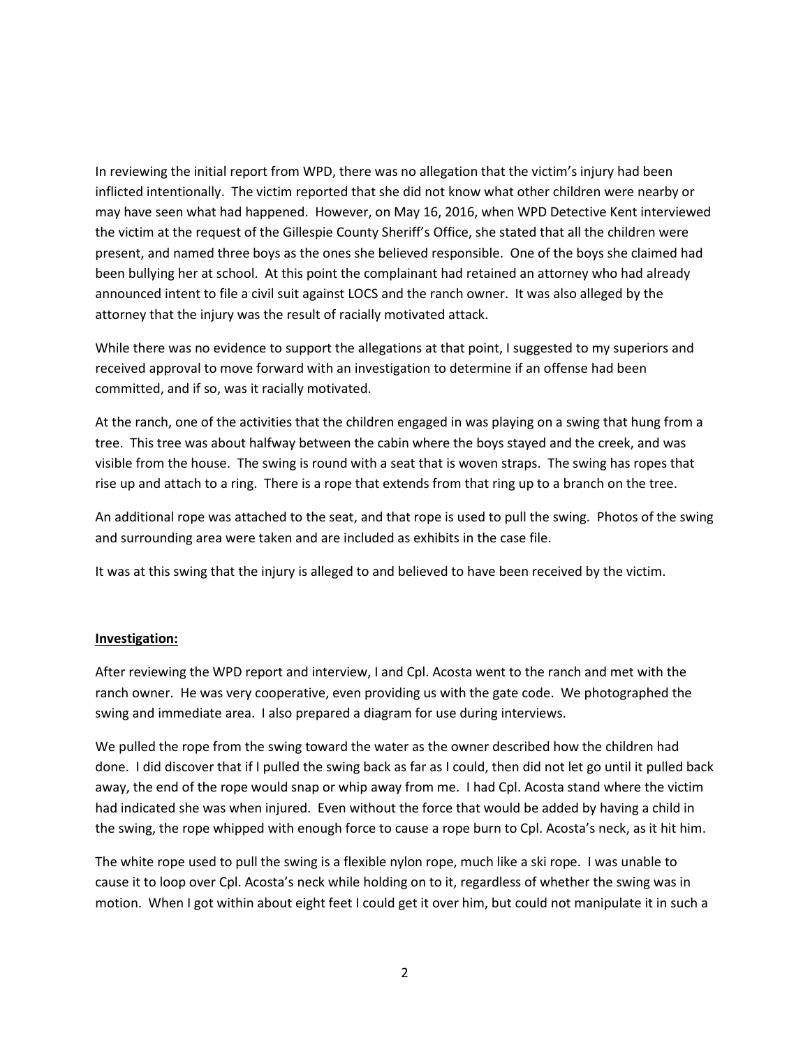In reviewing the initial report from WPD, there was no allegation that the victim's injury had been inflicted intentionally. The victim reported that she did not know what other children were nearby or may have seen what had happened. However, on May 16, 2016, when WPD Detective Kent interviewed the victim at the request of the Gillespie County Sheriff's Office, she stated that all the children were present, and named three boys as the ones she believed responsible. One of the boys she claimed had been bullying her at school. At this point the complainant had retained an attorney who had already announced intent to file a civil suit against LOCS and the ranch owner. It was also alleged by the attorney that the injury was the result of racially motivated attack.

While there was no evidence to support the allegations at that point, I suggested to my superiors and received approval to move forward with an investigation to determine if an offense had been committed, and if so, was it racially motivated.

At the ranch, one of the activities that the children engaged in was playing on a swing that hung from a tree. This tree was about halfway between the cabin where the boys stayed and the creek, and was visible from the house. The swing is round with a seat that is woven straps. The swing has ropes that rise up and attach to a ring. There is a rope that extends from that ring up to a branch on the tree.

An additional rope was attached to the seat, and that rope is used to pull the swing. Photos of the swing and surrounding area were taken and are included as exhibits in the case file.

It was at this swing that the injury is alleged to and believed to have been received by the victim.

**Investigation:**

After reviewing the WPD report and interview, I and Cpl. Acosta went to the ranch and met with the ranch owner. He was very cooperative, even providing us with the gate code. We photographed the swing and immediate area. I also prepared a diagram for use during interviews.

We pulled the rope from the swing toward the water as the owner described how the children had done. I did discover that if I pulled the swing back as far as I could, then did not let go until it pulled back away, the end of the rope would snap or whip away from me. I had Cpl. Acosta stand where the victim had indicated she was when injured. Even without the force that would be added by having a child in the swing, the rope whipped with enough force to cause a rope burn to Cpl. Acosta's neck, as it hit him.

The white rope used to pull the swing is a flexible nylon rope, much like a ski rope. I was unable to cause it to loop over Cpl. Acosta's neck while holding on to it, regardless of whether the swing was in motion. When I got within about eight feet I could get it over him, but could not manipulate it in such a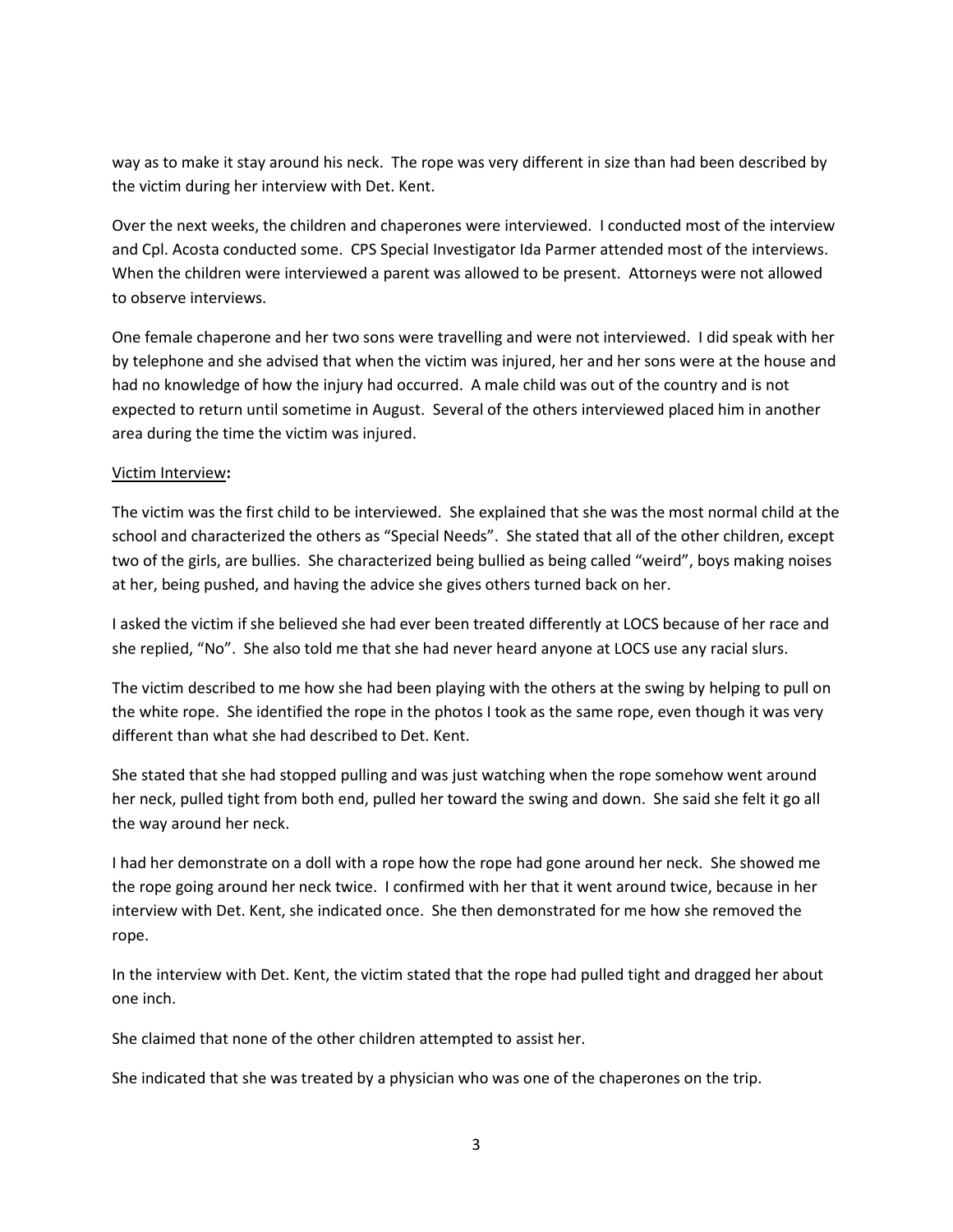way as to make it stay around his neck. The rope was very different in size than had been described by the victim during her interview with Det. Kent.

Over the next weeks, the children and chaperones were interviewed. I conducted most of the interview and Cpl. Acosta conducted some. CPS Special Investigator Ida Parmer attended most of the interviews. When the children were interviewed a parent was allowed to be present. Attorneys were not allowed to observe interviews.

One female chaperone and her two sons were travelling and were not interviewed. I did speak with her by telephone and she advised that when the victim was injured, her and her sons were at the house and had no knowledge of how the injury had occurred. A male child was out of the country and is not expected to return until sometime in August. Several of the others interviewed placed him in another area during the time the victim was injured.

<u>Victim Interview</u>**:**

The victim was the first child to be interviewed. She explained that she was the most normal child at the school and characterized the others as "Special Needs". She stated that all of the other children, except two of the girls, are bullies. She characterized being bullied as being called "weird", boys making noises at her, being pushed, and having the advice she gives others turned back on her.

I asked the victim if she believed she had ever been treated differently at LOCS because of her race and she replied, "No". She also told me that she had never heard anyone at LOCS use any racial slurs.

The victim described to me how she had been playing with the others at the swing by helping to pull on the white rope. She identified the rope in the photos I took as the same rope, even though it was very different than what she had described to Det. Kent.

She stated that she had stopped pulling and was just watching when the rope somehow went around her neck, pulled tight from both end, pulled her toward the swing and down. She said she felt it go all the way around her neck.

I had her demonstrate on a doll with a rope how the rope had gone around her neck. She showed me the rope going around her neck twice. I confirmed with her that it went around twice, because in her interview with Det. Kent, she indicated once. She then demonstrated for me how she removed the rope.

In the interview with Det. Kent, the victim stated that the rope had pulled tight and dragged her about one inch.

She claimed that none of the other children attempted to assist her.

She indicated that she was treated by a physician who was one of the chaperones on the trip.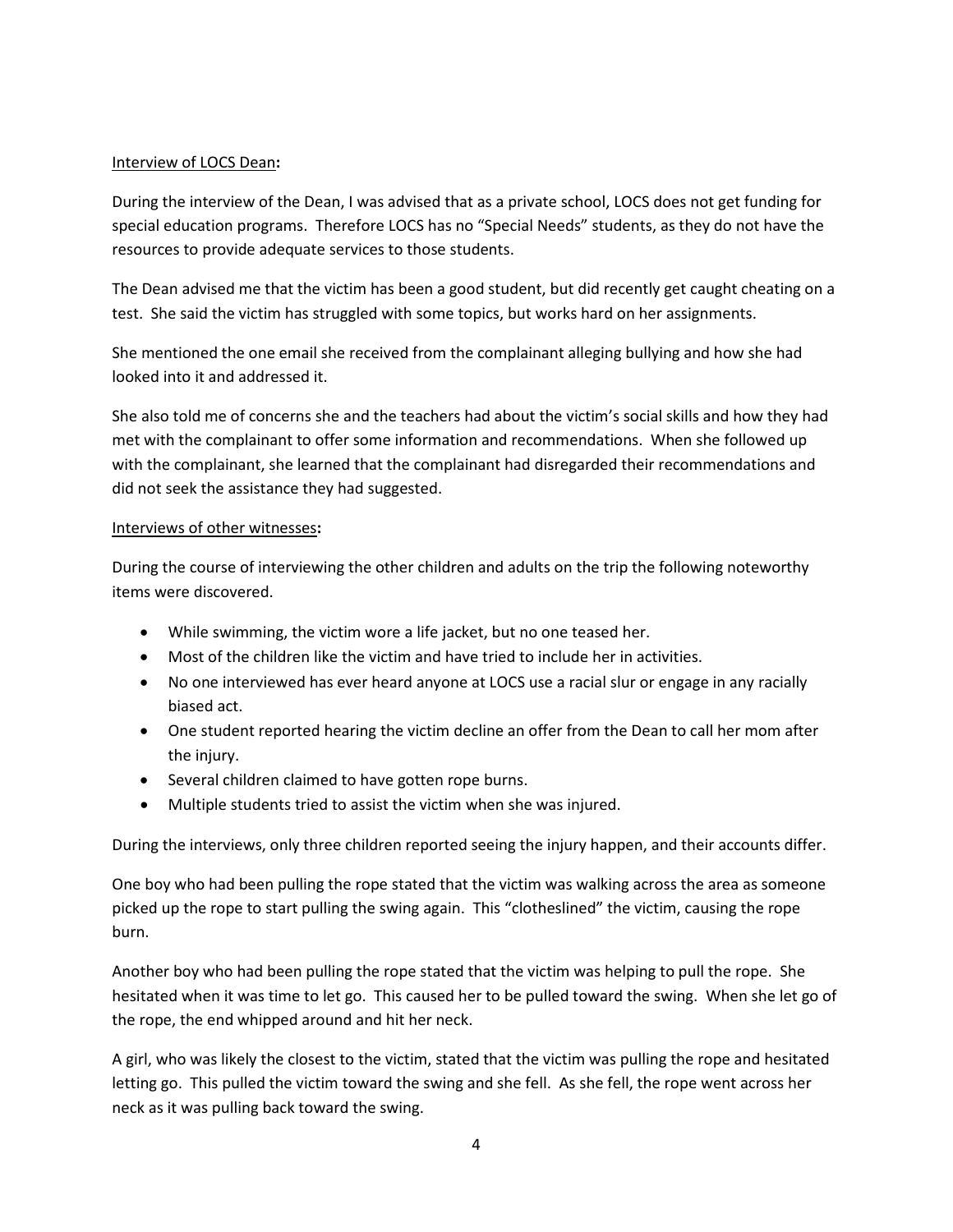Interview of LOCS Dean:

During the interview of the Dean, I was advised that as a private school, LOCS does not get funding for special education programs. Therefore LOCS has no "Special Needs" students, as they do not have the resources to provide adequate services to those students.

The Dean advised me that the victim has been a good student, but did recently get caught cheating on a test. She said the victim has struggled with some topics, but works hard on her assignments.

She mentioned the one email she received from the complainant alleging bullying and how she had looked into it and addressed it.

She also told me of concerns she and the teachers had about the victim's social skills and how they had met with the complainant to offer some information and recommendations. When she followed up with the complainant, she learned that the complainant had disregarded their recommendations and did not seek the assistance they had suggested.

Interviews of other witnesses:

During the course of interviewing the other children and adults on the trip the following noteworthy items were discovered.

- While swimming, the victim wore a life jacket, but no one teased her.
- Most of the children like the victim and have tried to include her in activities.
- No one interviewed has ever heard anyone at LOCS use a racial slur or engage in any racially biased act.
- One student reported hearing the victim decline an offer from the Dean to call her mom after the injury.
- Several children claimed to have gotten rope burns.
- Multiple students tried to assist the victim when she was injured.

During the interviews, only three children reported seeing the injury happen, and their accounts differ.

One boy who had been pulling the rope stated that the victim was walking across the area as someone picked up the rope to start pulling the swing again. This "clotheslined" the victim, causing the rope burn.

Another boy who had been pulling the rope stated that the victim was helping to pull the rope. She hesitated when it was time to let go. This caused her to be pulled toward the swing. When she let go of the rope, the end whipped around and hit her neck.

A girl, who was likely the closest to the victim, stated that the victim was pulling the rope and hesitated letting go. This pulled the victim toward the swing and she fell. As she fell, the rope went across her neck as it was pulling back toward the swing.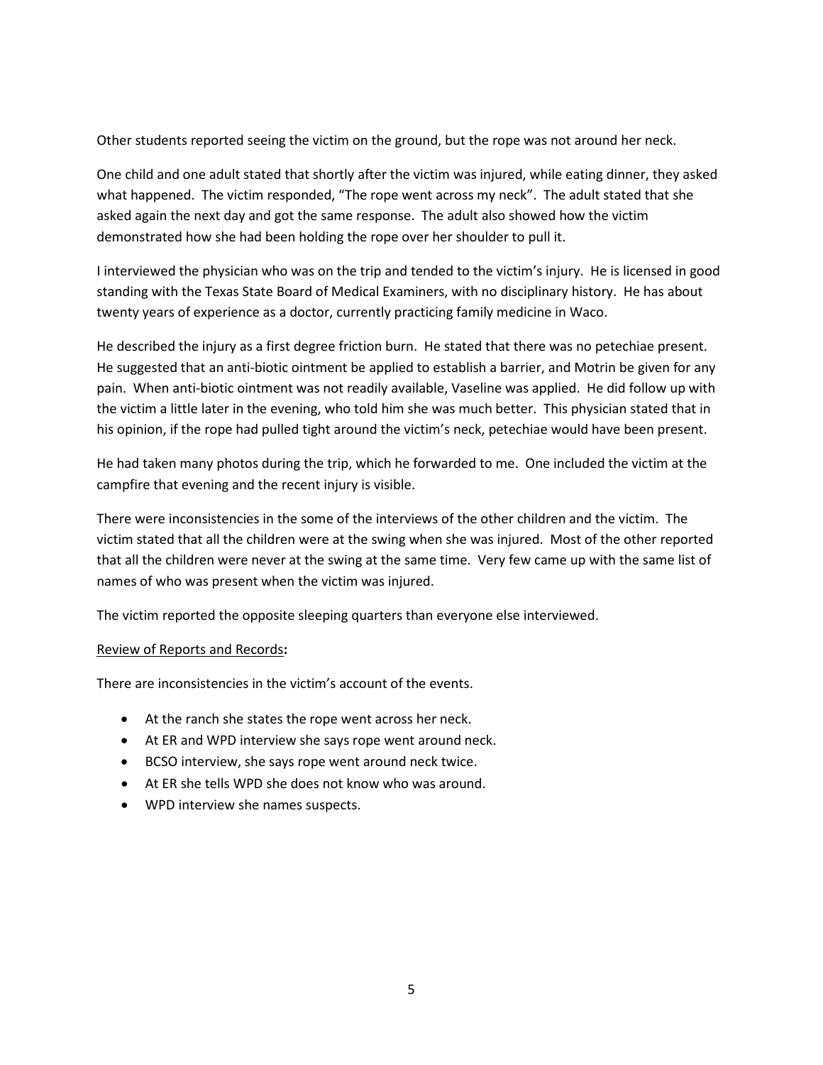Other students reported seeing the victim on the ground, but the rope was not around her neck.

One child and one adult stated that shortly after the victim was injured, while eating dinner, they asked what happened. The victim responded, "The rope went across my neck". The adult stated that she asked again the next day and got the same response. The adult also showed how the victim demonstrated how she had been holding the rope over her shoulder to pull it.

I interviewed the physician who was on the trip and tended to the victim's injury. He is licensed in good standing with the Texas State Board of Medical Examiners, with no disciplinary history. He has about twenty years of experience as a doctor, currently practicing family medicine in Waco.

He described the injury as a first degree friction burn. He stated that there was no petechiae present. He suggested that an anti-biotic ointment be applied to establish a barrier, and Motrin be given for any pain. When anti-biotic ointment was not readily available, Vaseline was applied. He did follow up with the victim a little later in the evening, who told him she was much better. This physician stated that in his opinion, if the rope had pulled tight around the victim's neck, petechiae would have been present.

He had taken many photos during the trip, which he forwarded to me. One included the victim at the campfire that evening and the recent injury is visible.

There were inconsistencies in the some of the interviews of the other children and the victim. The victim stated that all the children were at the swing when she was injured. Most of the other reported that all the children were never at the swing at the same time. Very few came up with the same list of names of who was present when the victim was injured.

The victim reported the opposite sleeping quarters than everyone else interviewed.

<u>Review of Reports and Records</u>**:**

There are inconsistencies in the victim's account of the events.

- At the ranch she states the rope went across her neck.
- At ER and WPD interview she says rope went around neck.
- BCSO interview, she says rope went around neck twice.
- At ER she tells WPD she does not know who was around.
- WPD interview she names suspects.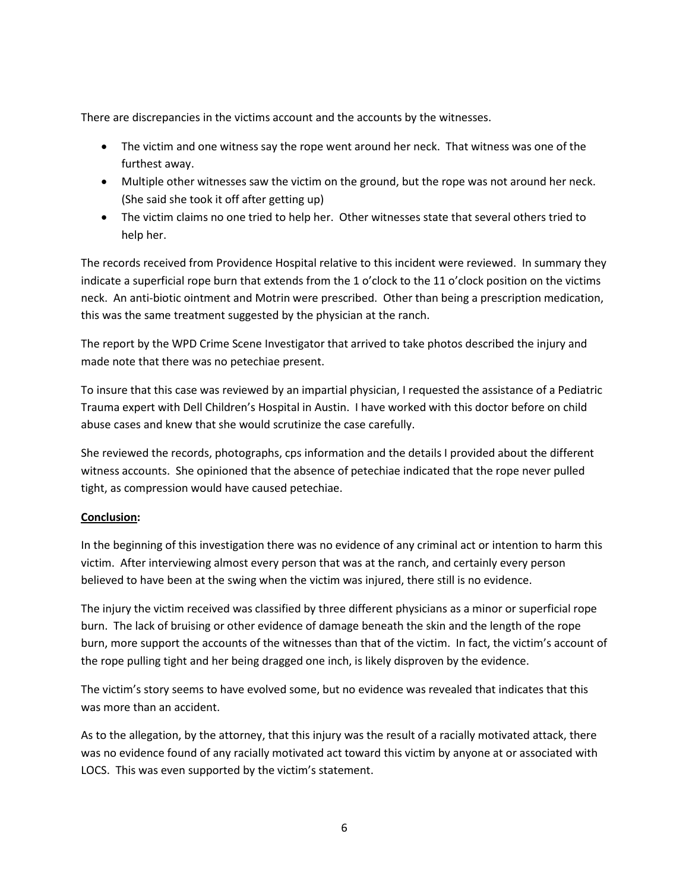There are discrepancies in the victims account and the accounts by the witnesses.

- The victim and one witness say the rope went around her neck. That witness was one of the furthest away.
- Multiple other witnesses saw the victim on the ground, but the rope was not around her neck. (She said she took it off after getting up)
- The victim claims no one tried to help her. Other witnesses state that several others tried to help her.

The records received from Providence Hospital relative to this incident were reviewed. In summary they indicate a superficial rope burn that extends from the 1 o'clock to the 11 o'clock position on the victims neck. An anti-biotic ointment and Motrin were prescribed. Other than being a prescription medication, this was the same treatment suggested by the physician at the ranch.

The report by the WPD Crime Scene Investigator that arrived to take photos described the injury and made note that there was no petechiae present.

To insure that this case was reviewed by an impartial physician, I requested the assistance of a Pediatric Trauma expert with Dell Children's Hospital in Austin. I have worked with this doctor before on child abuse cases and knew that she would scrutinize the case carefully.

She reviewed the records, photographs, cps information and the details I provided about the different witness accounts. She opinioned that the absence of petechiae indicated that the rope never pulled tight, as compression would have caused petechiae.

**<u>Conclusion</u>:**

In the beginning of this investigation there was no evidence of any criminal act or intention to harm this victim. After interviewing almost every person that was at the ranch, and certainly every person believed to have been at the swing when the victim was injured, there still is no evidence.

The injury the victim received was classified by three different physicians as a minor or superficial rope burn. The lack of bruising or other evidence of damage beneath the skin and the length of the rope burn, more support the accounts of the witnesses than that of the victim. In fact, the victim's account of the rope pulling tight and her being dragged one inch, is likely disproven by the evidence.

The victim's story seems to have evolved some, but no evidence was revealed that indicates that this was more than an accident.

As to the allegation, by the attorney, that this injury was the result of a racially motivated attack, there was no evidence found of any racially motivated act toward this victim by anyone at or associated with LOCS. This was even supported by the victim's statement.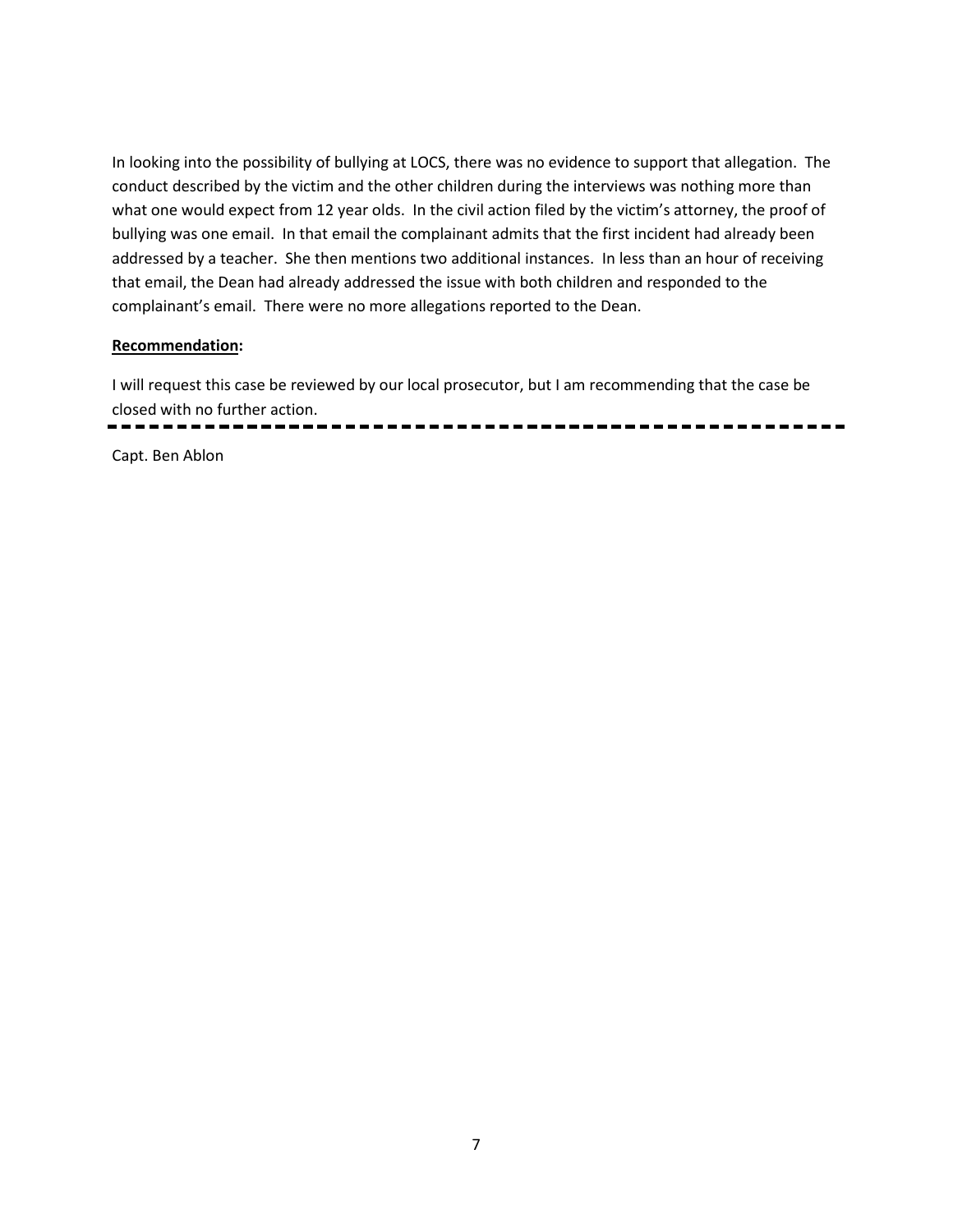In looking into the possibility of bullying at LOCS, there was no evidence to support that allegation. The conduct described by the victim and the other children during the interviews was nothing more than what one would expect from 12 year olds. In the civil action filed by the victim's attorney, the proof of bullying was one email. In that email the complainant admits that the first incident had already been addressed by a teacher. She then mentions two additional instances. In less than an hour of receiving that email, the Dean had already addressed the issue with both children and responded to the complainant's email. There were no more allegations reported to the Dean.

**<u>Recommendation</u>:**

I will request this case be reviewed by our local prosecutor, but I am recommending that the case be closed with no further action.

---

Capt. Ben Ablon